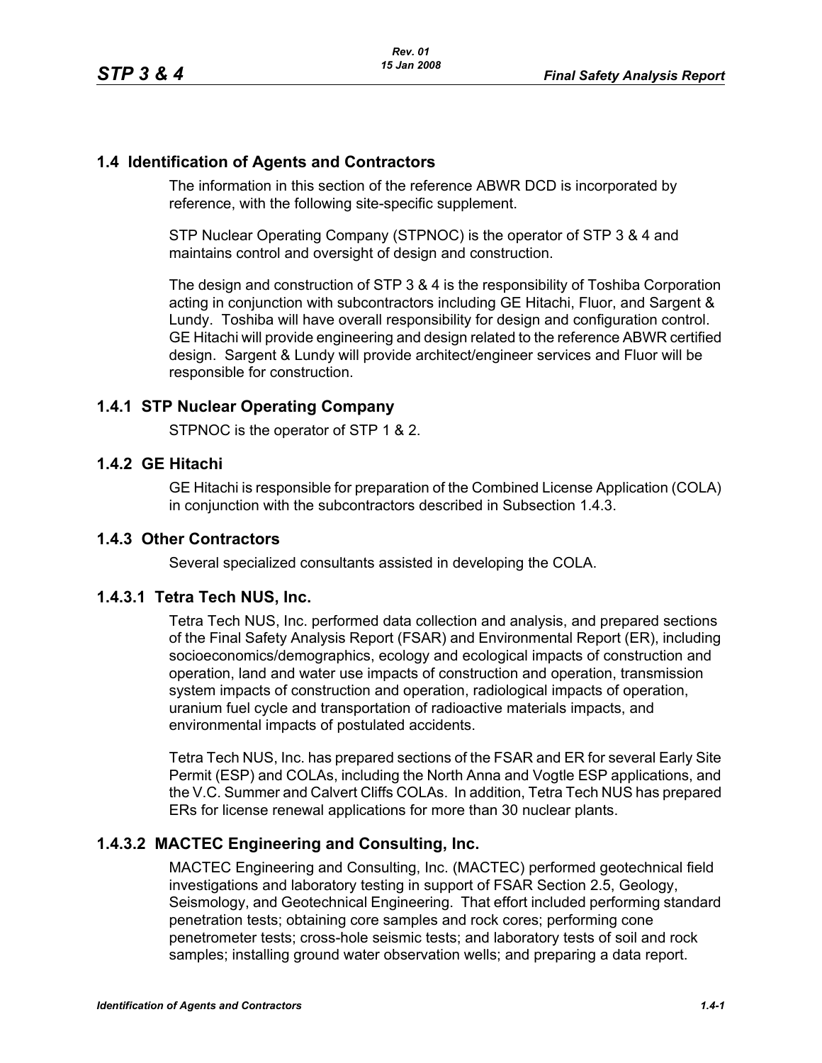## 1.4 Identification of Agents and Contractors

The information in this section of the reference ABWR DCD is incorporated by reference, with the following site-specific supplement.

STP Nuclear Operating Company (STPNOC) is the operator of STP 3 & 4 and maintains control and oversight of design and construction.

The design and construction of STP 3 & 4 is the responsibility of Toshiba Corporation acting in conjunction with subcontractors including GE Hitachi, Fluor, and Sargent & Lundy. Toshiba will have overall responsibility for design and configuration control. GE Hitachi will provide engineering and design related to the reference ABWR certified design. Sargent & Lundy will provide architect/engineer services and Fluor will be responsible for construction.

### 1.4.1 STP Nuclear Operating Company

STPNOC is the operator of STP 1 & 2.

### 1.4.2 GE Hitachi

GE Hitachi is responsible for preparation of the Combined License Application (COLA) in conjunction with the subcontractors described in Subsection 1.4.3.

### 1.4.3 Other Contractors

Several specialized consultants assisted in developing the COLA.

#### 1.4.3.1 Tetra Tech NUS, Inc.

Tetra Tech NUS, Inc. performed data collection and analysis, and prepared sections of the Final Safety Analysis Report (FSAR) and Environmental Report (ER), including socioeconomics/demographics, ecology and ecological impacts of construction and operation, land and water use impacts of construction and operation, transmission system impacts of construction and operation, radiological impacts of operation, uranium fuel cycle and transportation of radioactive materials impacts, and environmental impacts of postulated accidents.

Tetra Tech NUS, Inc. has prepared sections of the FSAR and ER for several Early Site Permit (ESP) and COLAs, including the North Anna and Vogtle ESP applications, and the V.C. Summer and Calvert Cliffs COLAs. In addition, Tetra Tech NUS has prepared ERs for license renewal applications for more than 30 nuclear plants.

#### 1.4.3.2 MACTEC Engineering and Consulting, Inc.

MACTEC Engineering and Consulting, Inc. (MACTEC) performed geotechnical field investigations and laboratory testing in support of FSAR Section 2.5, Geology, Seismology, and Geotechnical Engineering. That effort included performing standard penetration tests; obtaining core samples and rock cores; performing cone penetrometer tests; cross-hole seismic tests; and laboratory tests of soil and rock samples; installing ground water observation wells; and preparing a data report.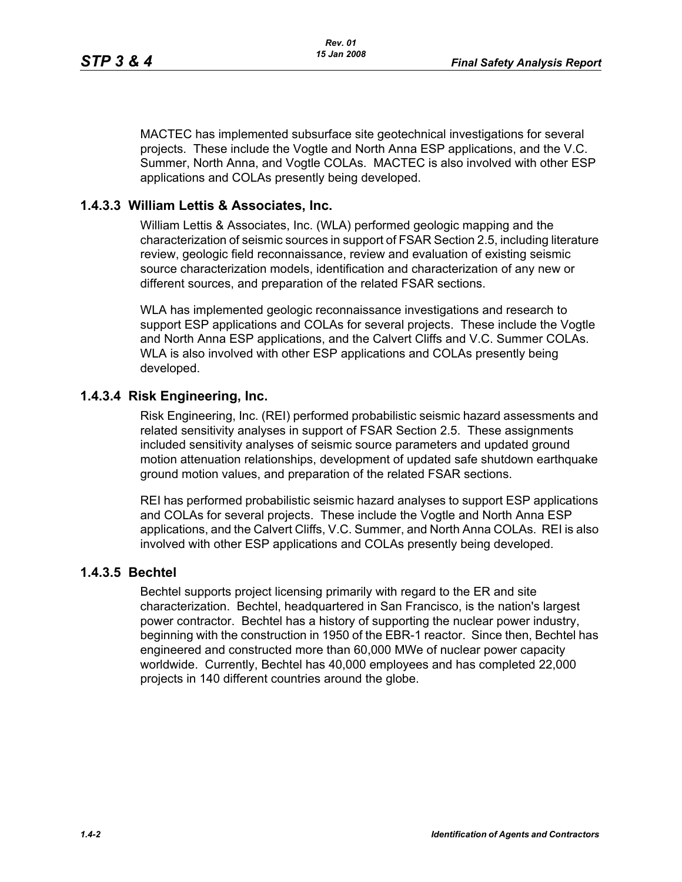MACTEC has implemented subsurface site geotechnical investigations for several projects. These include the Vogtle and North Anna ESP applications, and the V.C. Summer, North Anna, and Vogtle COLAs. MACTEC is also involved with other ESP applications and COLAs presently being developed.

### 1.4.3.3 William Lettis & Associates, Inc.

William Lettis & Associates, Inc. (WLA) performed geologic mapping and the characterization of seismic sources in support of FSAR Section 2.5, including literature review, geologic field reconnaissance, review and evaluation of existing seismic source characterization models, identification and characterization of any new or different sources, and preparation of the related FSAR sections.

WLA has implemented geologic reconnaissance investigations and research to support ESP applications and COLAs for several projects. These include the Vogtle and North Anna ESP applications, and the Calvert Cliffs and V.C. Summer COLAs. WLA is also involved with other ESP applications and COLAs presently being developed.

### 1.4.3.4 Risk Engineering, Inc.

Risk Engineering, Inc. (REI) performed probabilistic seismic hazard assessments and related sensitivity analyses in support of FSAR Section 2.5. These assignments included sensitivity analyses of seismic source parameters and updated ground motion attenuation relationships, development of updated safe shutdown earthquake ground motion values, and preparation of the related FSAR sections.

REI has performed probabilistic seismic hazard analyses to support ESP applications and COLAs for several projects. These include the Vogtle and North Anna ESP applications, and the Calvert Cliffs, V.C. Summer, and North Anna COLAs. REI is also involved with other ESP applications and COLAs presently being developed.

### 1.4.3.5 Bechtel

Bechtel supports project licensing primarily with regard to the ER and site characterization. Bechtel, headquartered in San Francisco, is the nation's largest power contractor. Bechtel has a history of supporting the nuclear power industry, beginning with the construction in 1950 of the EBR-1 reactor. Since then, Bechtel has engineered and constructed more than 60,000 MWe of nuclear power capacity worldwide. Currently, Bechtel has 40,000 employees and has completed 22,000 projects in 140 different countries around the globe.